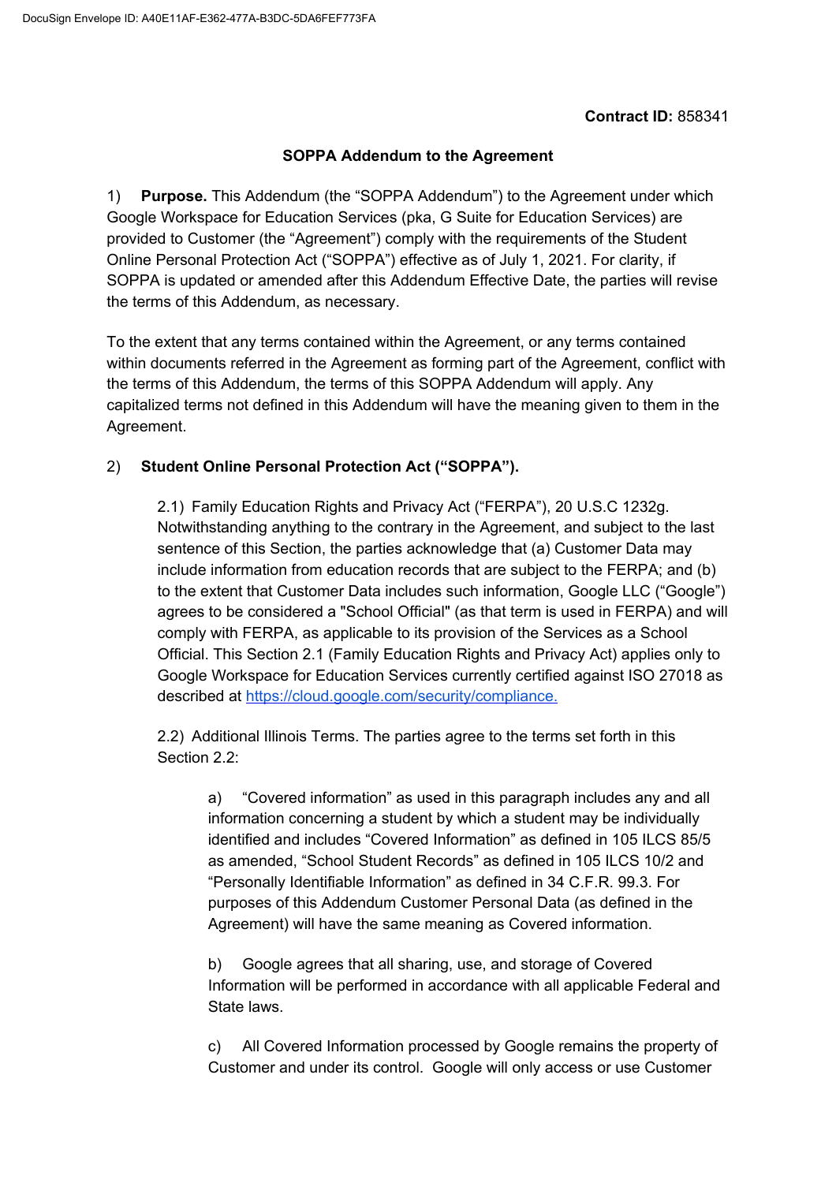**Contract ID:** 858341

**SOPPA Addendum to the Agreement**

1) **Purpose.** This Addendum (the "SOPPA Addendum") to the Agreement under which Google Workspace for Education Services (pka, G Suite for Education Services) are provided to Customer (the "Agreement") comply with the requirements of the Student Online Personal Protection Act ("SOPPA") effective as of July 1, 2021. For clarity, if SOPPA is updated or amended after this Addendum Effective Date, the parties will revise the terms of this Addendum, as necessary.

To the extent that any terms contained within the Agreement, or any terms contained within documents referred in the Agreement as forming part of the Agreement, conflict with the terms of this Addendum, the terms of this SOPPA Addendum will apply. Any capitalized terms not defined in this Addendum will have the meaning given to them in the Agreement.

2) **Student Online Personal Protection Act ("SOPPA").**

2.1) Family Education Rights and Privacy Act ("FERPA"), 20 U.S.C 1232g. Notwithstanding anything to the contrary in the Agreement, and subject to the last sentence of this Section, the parties acknowledge that (a) Customer Data may include information from education records that are subject to the FERPA; and (b) to the extent that Customer Data includes such information, Google LLC ("Google") agrees to be considered a "School Official" (as that term is used in FERPA) and will comply with FERPA, as applicable to its provision of the Services as a School Official. This Section 2.1 (Family Education Rights and Privacy Act) applies only to Google Workspace for Education Services currently certified against ISO 27018 as described at https://cloud.google.com/security/compliance.

2.2) Additional Illinois Terms. The parties agree to the terms set forth in this Section 2.2:

a) "Covered information" as used in this paragraph includes any and all information concerning a student by which a student may be individually identified and includes "Covered Information" as defined in 105 ILCS 85/5 as amended, "School Student Records" as defined in 105 ILCS 10/2 and "Personally Identifiable Information" as defined in 34 C.F.R. 99.3. For purposes of this Addendum Customer Personal Data (as defined in the Agreement) will have the same meaning as Covered information.

b) Google agrees that all sharing, use, and storage of Covered Information will be performed in accordance with all applicable Federal and State laws.

c) All Covered Information processed by Google remains the property of Customer and under its control. Google will only access or use Customer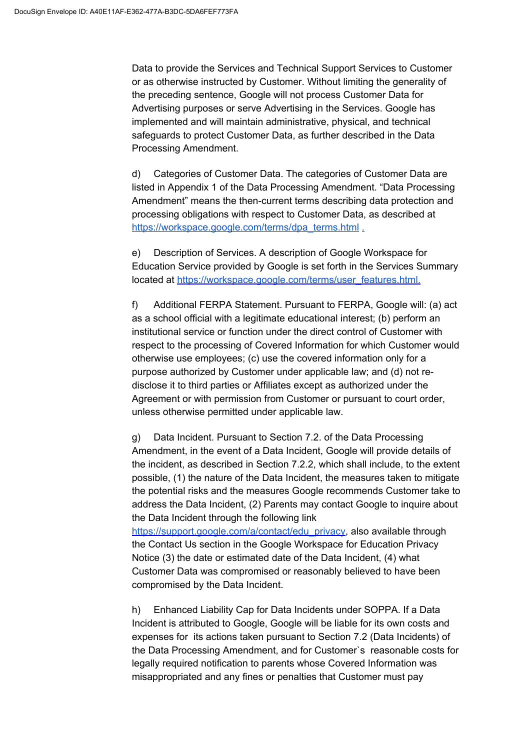Data to provide the Services and Technical Support Services to Customer or as otherwise instructed by Customer. Without limiting the generality of the preceding sentence, Google will not process Customer Data for Advertising purposes or serve Advertising in the Services. Google has implemented and will maintain administrative, physical, and technical safeguards to protect Customer Data, as further described in the Data Processing Amendment.

d) Categories of Customer Data. The categories of Customer Data are listed in Appendix 1 of the Data Processing Amendment. "Data Processing Amendment" means the then-current terms describing data protection and processing obligations with respect to Customer Data, as described at [https://workspace.google.com/terms/dpa_terms.html](https://workspace.google.com/terms/dpa_terms.html) .

e) Description of Services. A description of Google Workspace for Education Service provided by Google is set forth in the Services Summary located at [https://workspace.google.com/terms/user_features.html.](https://workspace.google.com/terms/user_features.html)

f) Additional FERPA Statement. Pursuant to FERPA, Google will: (a) act as a school official with a legitimate educational interest; (b) perform an institutional service or function under the direct control of Customer with respect to the processing of Covered Information for which Customer would otherwise use employees; (c) use the covered information only for a purpose authorized by Customer under applicable law; and (d) not re-disclose it to third parties or Affiliates except as authorized under the Agreement or with permission from Customer or pursuant to court order, unless otherwise permitted under applicable law.

g) Data Incident. Pursuant to Section 7.2. of the Data Processing Amendment, in the event of a Data Incident, Google will provide details of the incident, as described in Section 7.2.2, which shall include, to the extent possible, (1) the nature of the Data Incident, the measures taken to mitigate the potential risks and the measures Google recommends Customer take to address the Data Incident, (2) Parents may contact Google to inquire about the Data Incident through the following link [https://support.google.com/a/contact/edu_privacy](https://support.google.com/a/contact/edu_privacy), also available through the Contact Us section in the Google Workspace for Education Privacy Notice (3) the date or estimated date of the Data Incident, (4) what Customer Data was compromised or reasonably believed to have been compromised by the Data Incident.

h) Enhanced Liability Cap for Data Incidents under SOPPA. If a Data Incident is attributed to Google, Google will be liable for its own costs and expenses for its actions taken pursuant to Section 7.2 (Data Incidents) of the Data Processing Amendment, and for Customer`s reasonable costs for legally required notification to parents whose Covered Information was misappropriated and any fines or penalties that Customer must pay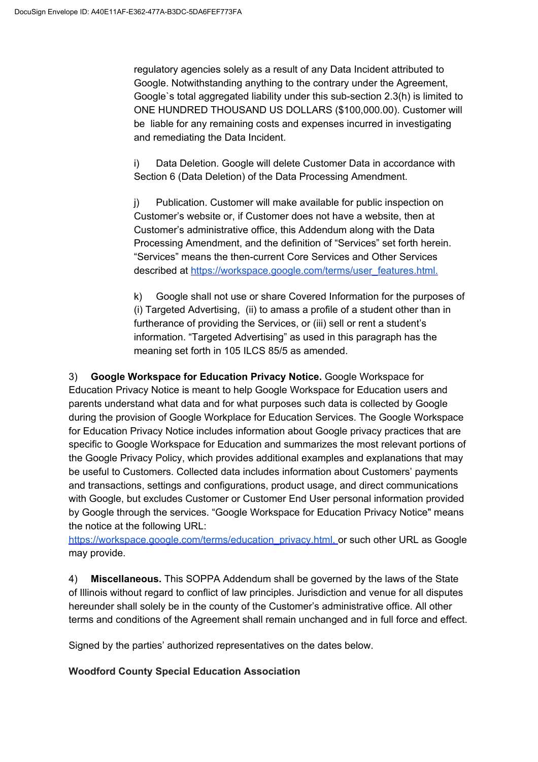regulatory agencies solely as a result of any Data Incident attributed to Google. Notwithstanding anything to the contrary under the Agreement, Google`s total aggregated liability under this sub-section 2.3(h) is limited to ONE HUNDRED THOUSAND US DOLLARS ($100,000.00). Customer will be liable for any remaining costs and expenses incurred in investigating and remediating the Data Incident.

i) Data Deletion. Google will delete Customer Data in accordance with Section 6 (Data Deletion) of the Data Processing Amendment.

j) Publication. Customer will make available for public inspection on Customer's website or, if Customer does not have a website, then at Customer's administrative office, this Addendum along with the Data Processing Amendment, and the definition of "Services" set forth herein. "Services" means the then-current Core Services and Other Services described at https://workspace.google.com/terms/user_features.html.

k) Google shall not use or share Covered Information for the purposes of (i) Targeted Advertising, (ii) to amass a profile of a student other than in furtherance of providing the Services, or (iii) sell or rent a student's information. "Targeted Advertising" as used in this paragraph has the meaning set forth in 105 ILCS 85/5 as amended.

3) **Google Workspace for Education Privacy Notice.** Google Workspace for Education Privacy Notice is meant to help Google Workspace for Education users and parents understand what data and for what purposes such data is collected by Google during the provision of Google Workplace for Education Services. The Google Workspace for Education Privacy Notice includes information about Google privacy practices that are specific to Google Workspace for Education and summarizes the most relevant portions of the Google Privacy Policy, which provides additional examples and explanations that may be useful to Customers. Collected data includes information about Customers' payments and transactions, settings and configurations, product usage, and direct communications with Google, but excludes Customer or Customer End User personal information provided by Google through the services. "Google Workspace for Education Privacy Notice" means the notice at the following URL: https://workspace.google.com/terms/education_privacy.html, or such other URL as Google may provide.

4) **Miscellaneous.** This SOPPA Addendum shall be governed by the laws of the State of Illinois without regard to conflict of law principles. Jurisdiction and venue for all disputes hereunder shall solely be in the county of the Customer's administrative office. All other terms and conditions of the Agreement shall remain unchanged and in full force and effect.

Signed by the parties' authorized representatives on the dates below.

**Woodford County Special Education Association**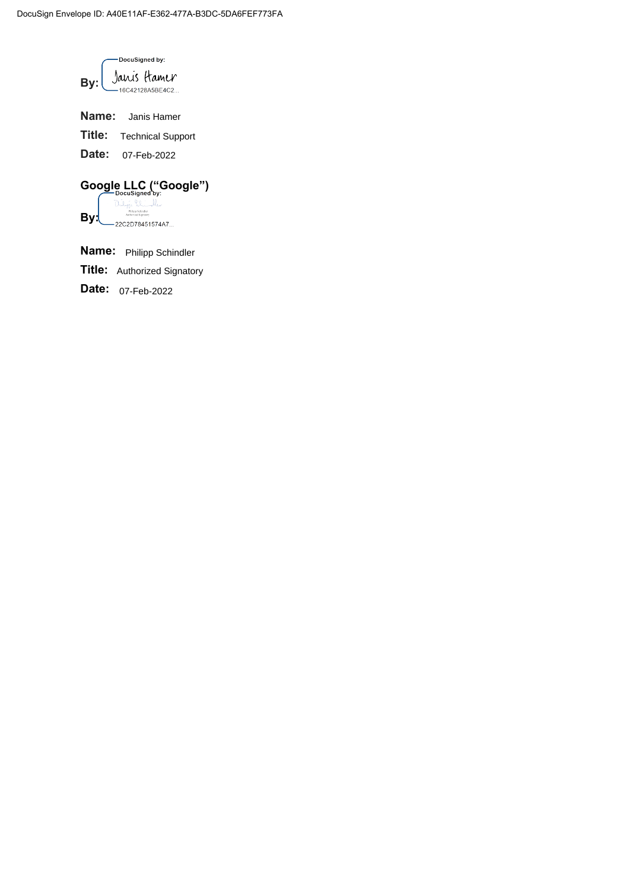DocuSign Envelope ID: A40E11AF-E362-477A-B3DC-5DA6FEF773FA

**By:** DocuSigned by: Janis Hamer 16C42128A5BE4C2...

**Name:** Janis Hamer

**Title:** Technical Support

**Date:** 07-Feb-2022

**Google LLC ("Google")**

**By:** DocuSigned by: 22C2D78451574A7...

**Name:** Philipp Schindler

**Title:** Authorized Signatory

**Date:** 07-Feb-2022